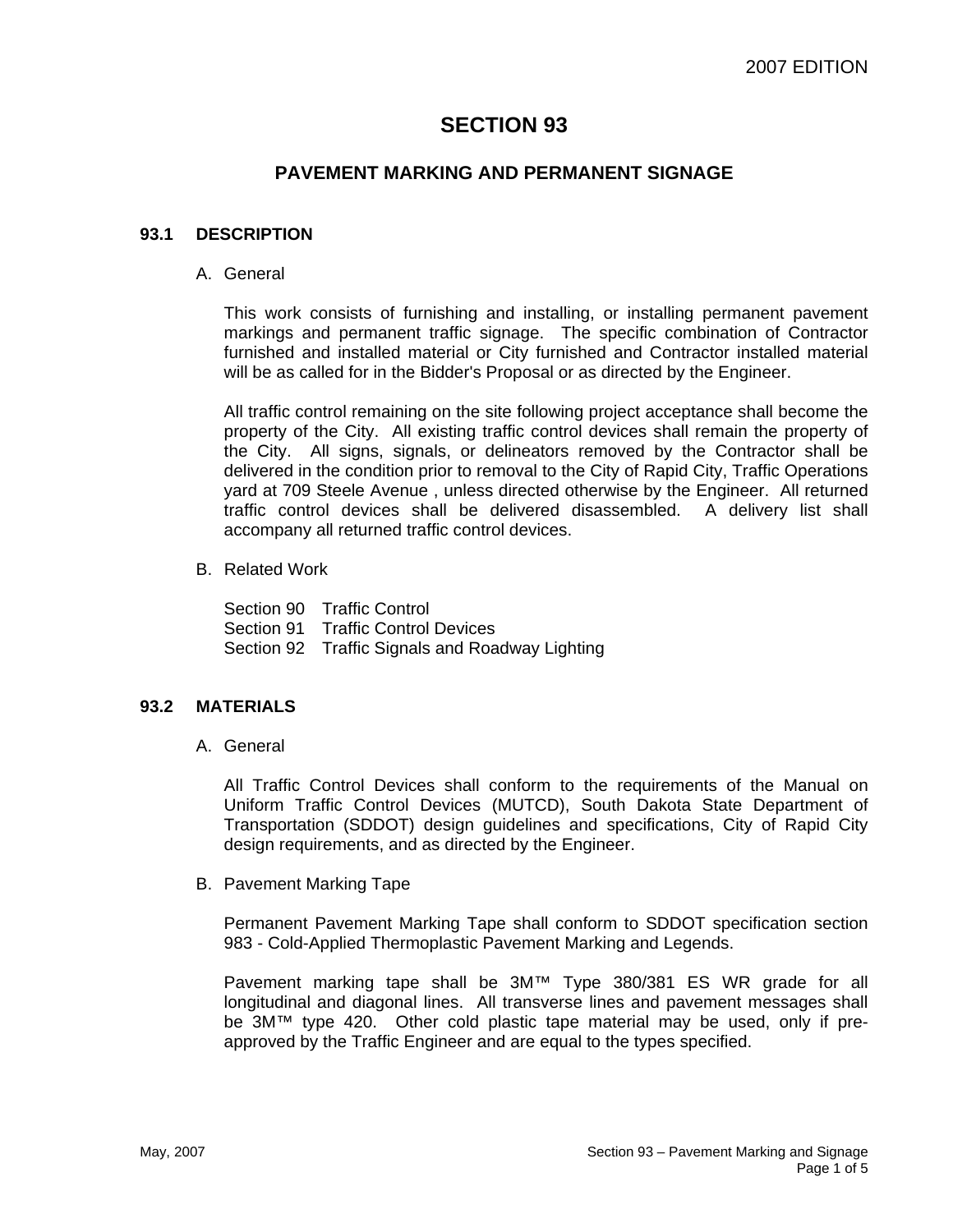# SECTION 93

## PAVEMENT MARKING AND PERMANENT SIGNAGE

### 93.1 DESCRIPTION

A. General

This work consists of furnishing and installing, or installing permanent pavement markings and permanent traffic signage. The specific combination of Contractor furnished and installed material or City furnished and Contractor installed material will be as called for in the Bidder's Proposal or as directed by the Engineer.

All traffic control remaining on the site following project acceptance shall become the property of the City. All existing traffic control devices shall remain the property of the City. All signs, signals, or delineators removed by the Contractor shall be delivered in the condition prior to removal to the City of Rapid City, Traffic Operations yard at 709 Steele Avenue , unless directed otherwise by the Engineer. All returned traffic control devices shall be delivered disassembled. A delivery list shall accompany all returned traffic control devices.

B. Related Work

Section 90 Traffic Control
Section 91 Traffic Control Devices
Section 92 Traffic Signals and Roadway Lighting

### 93.2 MATERIALS

A. General

All Traffic Control Devices shall conform to the requirements of the Manual on Uniform Traffic Control Devices (MUTCD), South Dakota State Department of Transportation (SDDOT) design guidelines and specifications, City of Rapid City design requirements, and as directed by the Engineer.

B. Pavement Marking Tape

Permanent Pavement Marking Tape shall conform to SDDOT specification section 983 - Cold-Applied Thermoplastic Pavement Marking and Legends.

Pavement marking tape shall be 3M™ Type 380/381 ES WR grade for all longitudinal and diagonal lines. All transverse lines and pavement messages shall be 3M™ type 420. Other cold plastic tape material may be used, only if pre-approved by the Traffic Engineer and are equal to the types specified.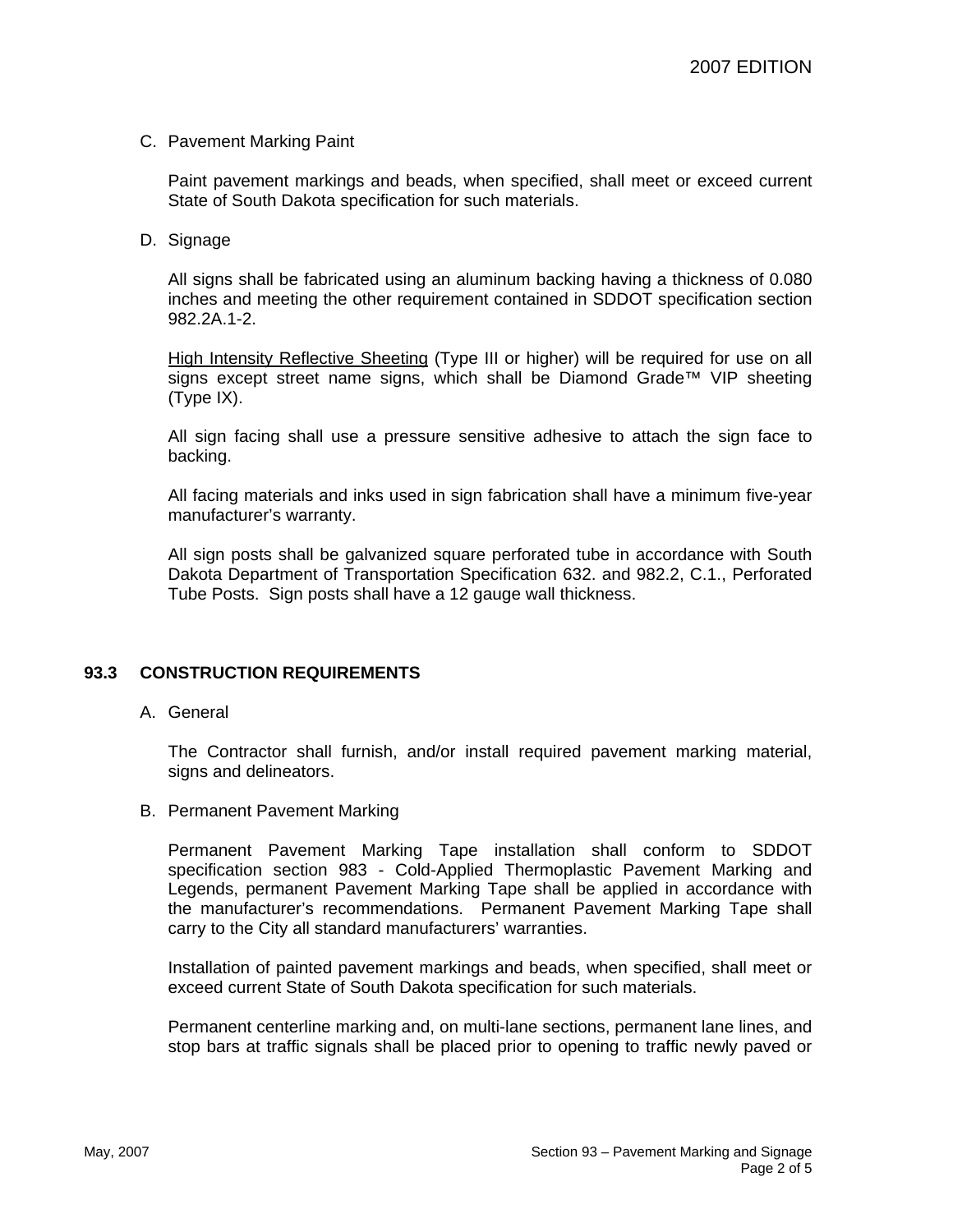C. Pavement Marking Paint

Paint pavement markings and beads, when specified, shall meet or exceed current State of South Dakota specification for such materials.

D. Signage

All signs shall be fabricated using an aluminum backing having a thickness of 0.080 inches and meeting the other requirement contained in SDDOT specification section 982.2A.1-2.

<u>High Intensity Reflective Sheeting</u> (Type III or higher) will be required for use on all signs except street name signs, which shall be Diamond Grade™ VIP sheeting (Type IX).

All sign facing shall use a pressure sensitive adhesive to attach the sign face to backing.

All facing materials and inks used in sign fabrication shall have a minimum five-year manufacturer's warranty.

All sign posts shall be galvanized square perforated tube in accordance with South Dakota Department of Transportation Specification 632. and 982.2, C.1., Perforated Tube Posts. Sign posts shall have a 12 gauge wall thickness.

## 93.3 CONSTRUCTION REQUIREMENTS

A. General

The Contractor shall furnish, and/or install required pavement marking material, signs and delineators.

B. Permanent Pavement Marking

Permanent Pavement Marking Tape installation shall conform to SDDOT specification section 983 - Cold-Applied Thermoplastic Pavement Marking and Legends, permanent Pavement Marking Tape shall be applied in accordance with the manufacturer's recommendations. Permanent Pavement Marking Tape shall carry to the City all standard manufacturers' warranties.

Installation of painted pavement markings and beads, when specified, shall meet or exceed current State of South Dakota specification for such materials.

Permanent centerline marking and, on multi-lane sections, permanent lane lines, and stop bars at traffic signals shall be placed prior to opening to traffic newly paved or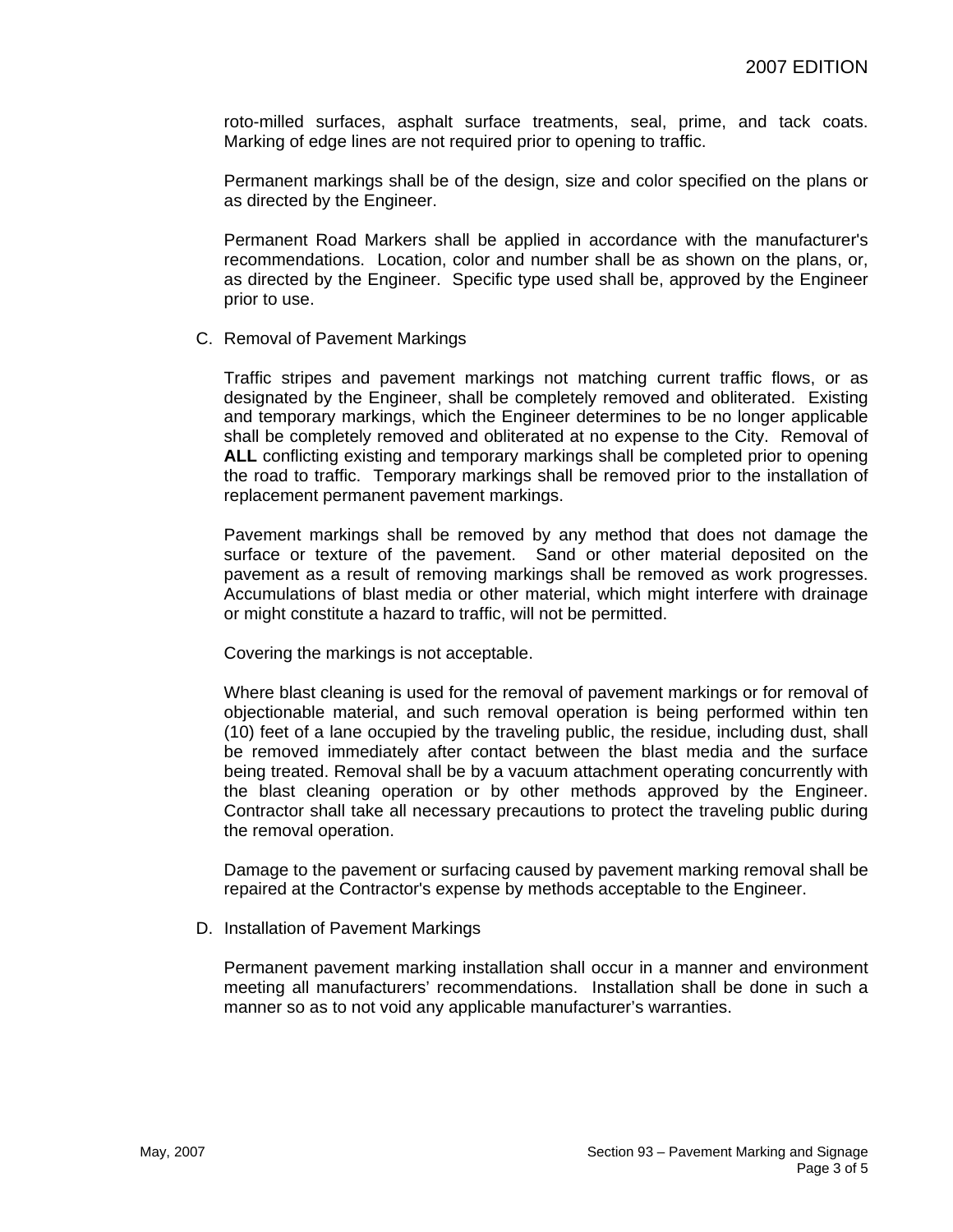roto-milled surfaces, asphalt surface treatments, seal, prime, and tack coats. Marking of edge lines are not required prior to opening to traffic.

Permanent markings shall be of the design, size and color specified on the plans or as directed by the Engineer.

Permanent Road Markers shall be applied in accordance with the manufacturer's recommendations. Location, color and number shall be as shown on the plans, or, as directed by the Engineer. Specific type used shall be, approved by the Engineer prior to use.

C. Removal of Pavement Markings

Traffic stripes and pavement markings not matching current traffic flows, or as designated by the Engineer, shall be completely removed and obliterated. Existing and temporary markings, which the Engineer determines to be no longer applicable shall be completely removed and obliterated at no expense to the City. Removal of **ALL** conflicting existing and temporary markings shall be completed prior to opening the road to traffic. Temporary markings shall be removed prior to the installation of replacement permanent pavement markings.

Pavement markings shall be removed by any method that does not damage the surface or texture of the pavement. Sand or other material deposited on the pavement as a result of removing markings shall be removed as work progresses. Accumulations of blast media or other material, which might interfere with drainage or might constitute a hazard to traffic, will not be permitted.

Covering the markings is not acceptable.

Where blast cleaning is used for the removal of pavement markings or for removal of objectionable material, and such removal operation is being performed within ten (10) feet of a lane occupied by the traveling public, the residue, including dust, shall be removed immediately after contact between the blast media and the surface being treated. Removal shall be by a vacuum attachment operating concurrently with the blast cleaning operation or by other methods approved by the Engineer. Contractor shall take all necessary precautions to protect the traveling public during the removal operation.

Damage to the pavement or surfacing caused by pavement marking removal shall be repaired at the Contractor's expense by methods acceptable to the Engineer.

D. Installation of Pavement Markings

Permanent pavement marking installation shall occur in a manner and environment meeting all manufacturers' recommendations. Installation shall be done in such a manner so as to not void any applicable manufacturer's warranties.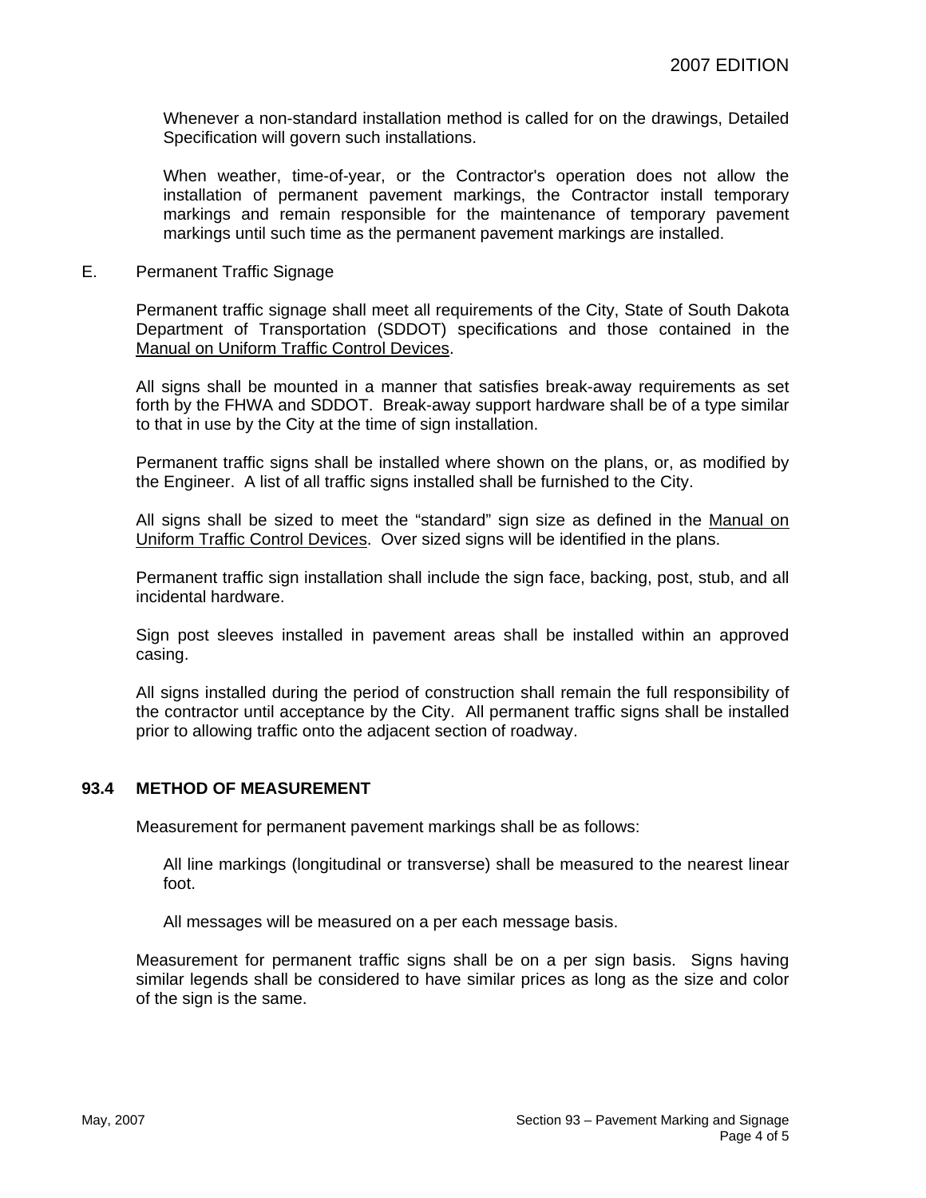Whenever a non-standard installation method is called for on the drawings, Detailed Specification will govern such installations.

When weather, time-of-year, or the Contractor's operation does not allow the installation of permanent pavement markings, the Contractor install temporary markings and remain responsible for the maintenance of temporary pavement markings until such time as the permanent pavement markings are installed.

E. Permanent Traffic Signage

Permanent traffic signage shall meet all requirements of the City, State of South Dakota Department of Transportation (SDDOT) specifications and those contained in the Manual on Uniform Traffic Control Devices.

All signs shall be mounted in a manner that satisfies break-away requirements as set forth by the FHWA and SDDOT. Break-away support hardware shall be of a type similar to that in use by the City at the time of sign installation.

Permanent traffic signs shall be installed where shown on the plans, or, as modified by the Engineer. A list of all traffic signs installed shall be furnished to the City.

All signs shall be sized to meet the "standard" sign size as defined in the Manual on Uniform Traffic Control Devices. Over sized signs will be identified in the plans.

Permanent traffic sign installation shall include the sign face, backing, post, stub, and all incidental hardware.

Sign post sleeves installed in pavement areas shall be installed within an approved casing.

All signs installed during the period of construction shall remain the full responsibility of the contractor until acceptance by the City. All permanent traffic signs shall be installed prior to allowing traffic onto the adjacent section of roadway.

## 93.4 METHOD OF MEASUREMENT

Measurement for permanent pavement markings shall be as follows:

All line markings (longitudinal or transverse) shall be measured to the nearest linear foot.

All messages will be measured on a per each message basis.

Measurement for permanent traffic signs shall be on a per sign basis. Signs having similar legends shall be considered to have similar prices as long as the size and color of the sign is the same.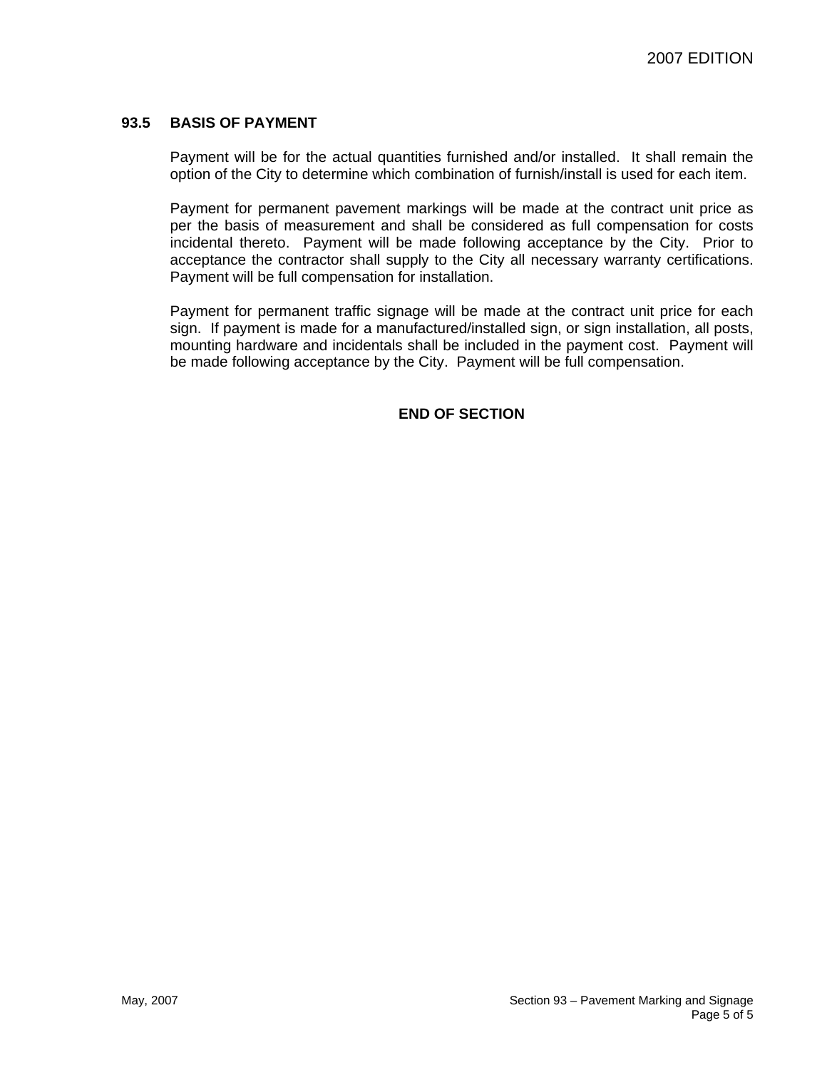## 93.5 BASIS OF PAYMENT

Payment will be for the actual quantities furnished and/or installed. It shall remain the option of the City to determine which combination of furnish/install is used for each item.

Payment for permanent pavement markings will be made at the contract unit price as per the basis of measurement and shall be considered as full compensation for costs incidental thereto. Payment will be made following acceptance by the City. Prior to acceptance the contractor shall supply to the City all necessary warranty certifications. Payment will be full compensation for installation.

Payment for permanent traffic signage will be made at the contract unit price for each sign. If payment is made for a manufactured/installed sign, or sign installation, all posts, mounting hardware and incidentals shall be included in the payment cost. Payment will be made following acceptance by the City. Payment will be full compensation.

**END OF SECTION**